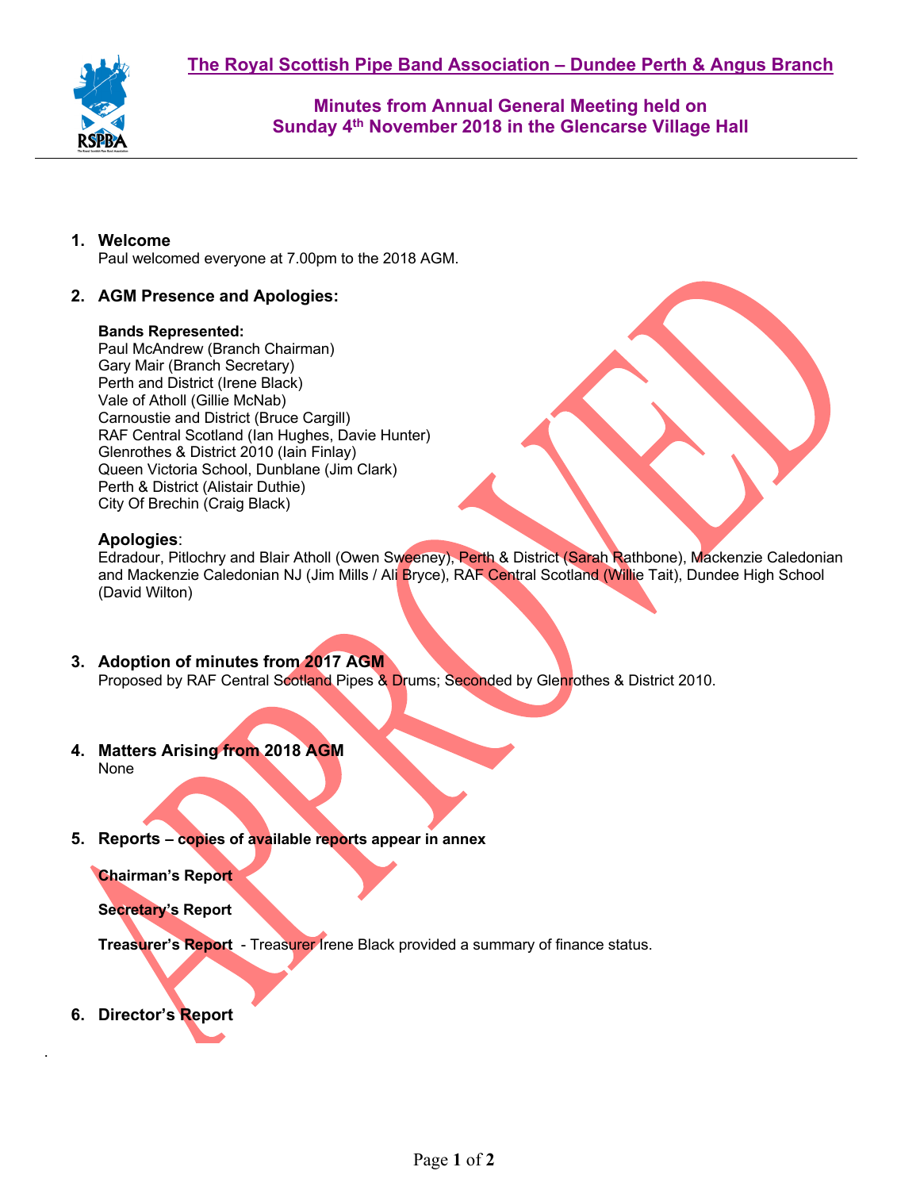# The Royal Scottish Pipe Band Association – Dundee Perth & Angus Branch

## Minutes from Annual General Meeting held on Sunday 4th November 2018 in the Glencarse Village Hall

APPROVED

1. **Welcome**
   Paul welcomed everyone at 7.00pm to the 2018 AGM.

2. **AGM Presence and Apologies:**

   **Bands Represented:**
   Paul McAndrew (Branch Chairman)
   Gary Mair (Branch Secretary)
   Perth and District (Irene Black)
   Vale of Atholl (Gillie McNab)
   Carnoustie and District (Bruce Cargill)
   RAF Central Scotland (Ian Hughes, Davie Hunter)
   Glenrothes & District 2010 (Iain Finlay)
   Queen Victoria School, Dunblane (Jim Clark)
   Perth & District (Alistair Duthie)
   City Of Brechin (Craig Black)

   **Apologies**:
   Edradour, Pitlochry and Blair Atholl (Owen Sweeney), Perth & District (Sarah Rathbone), Mackenzie Caledonian and Mackenzie Caledonian NJ (Jim Mills / Ali Bryce), RAF Central Scotland (Willie Tait), Dundee High School (David Wilton)

3. **Adoption of minutes from 2017 AGM**
   Proposed by RAF Central Scotland Pipes & Drums; Seconded by Glenrothes & District 2010.

4. **Matters Arising from 2018 AGM**
   None

5. **Reports – copies of available reports appear in annex**

   **Chairman's Report**

   **Secretary's Report**

   **Treasurer's Report** - Treasurer Irene Black provided a summary of finance status.

6. **Director's Report**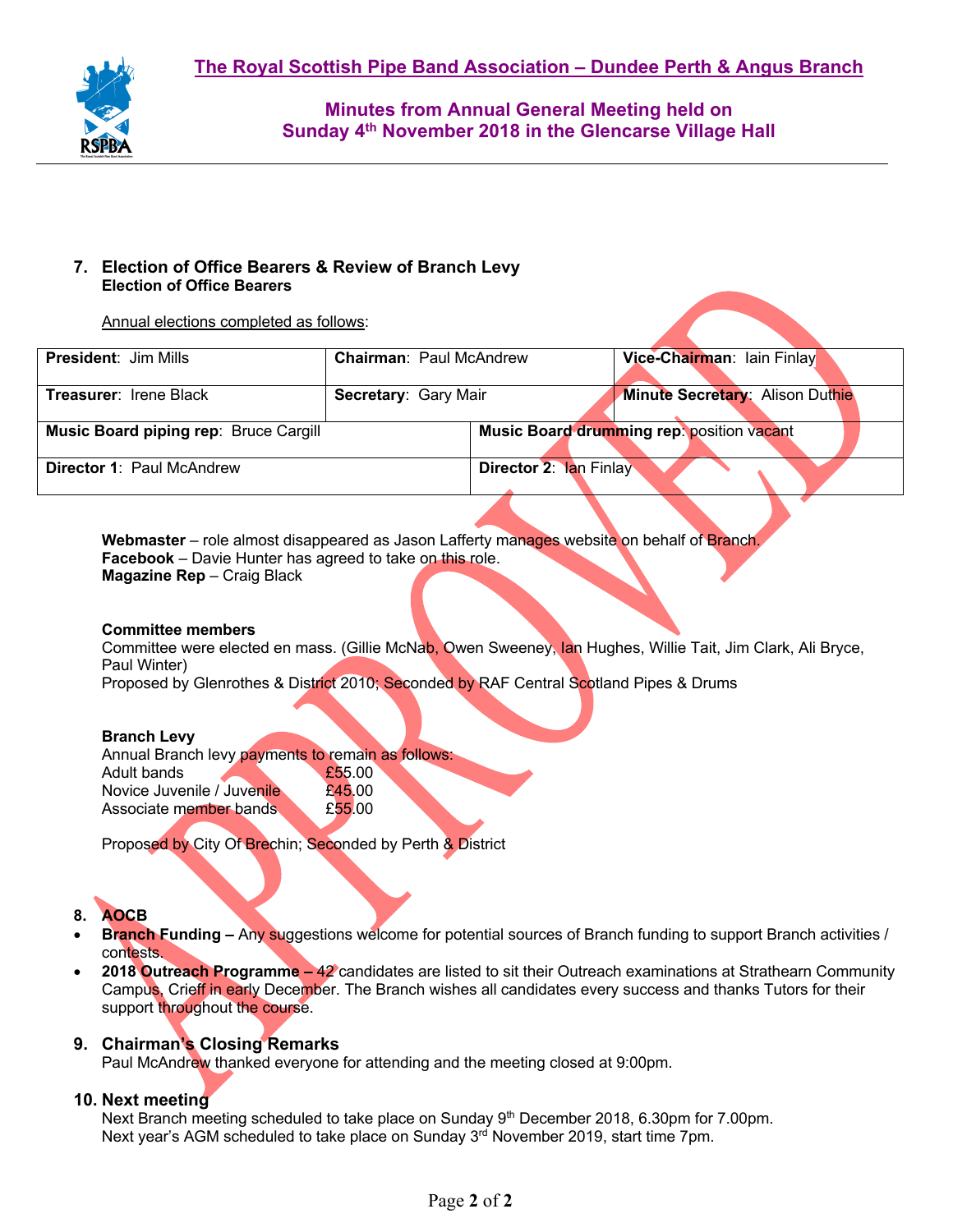# The Royal Scottish Pipe Band Association – Dundee Perth & Angus Branch

## Minutes from Annual General Meeting held on Sunday 4th November 2018 in the Glencarse Village Hall

### 7. Election of Office Bearers & Review of Branch Levy

**Election of Office Bearers**

Annual elections completed as follows:

| | | |
|---|---|---|
| **President**: Jim Mills | **Chairman**: Paul McAndrew | **Vice-Chairman**: Iain Finlay |
| **Treasurer**: Irene Black | **Secretary**: Gary Mair | **Minute Secretary**: Alison Duthie |
| **Music Board piping rep**: Bruce Cargill | **Music Board drumming rep**: position vacant | |
| **Director 1**: Paul McAndrew | **Director 2**: Ian Finlay | |

**Webmaster** – role almost disappeared as Jason Lafferty manages website on behalf of Branch.
**Facebook** – Davie Hunter has agreed to take on this role.
**Magazine Rep** – Craig Black

**Committee members**
Committee were elected en mass. (Gillie McNab, Owen Sweeney, Ian Hughes, Willie Tait, Jim Clark, Ali Bryce, Paul Winter)
Proposed by Glenrothes & District 2010; Seconded by RAF Central Scotland Pipes & Drums

**Branch Levy**
Annual Branch levy payments to remain as follows:

| | |
|---|---|
| Adult bands | £55.00 |
| Novice Juvenile / Juvenile | £45.00 |
| Associate member bands | £55.00 |

Proposed by City Of Brechin; Seconded by Perth & District

### 8. AOCB

- **Branch Funding –** Any suggestions welcome for potential sources of Branch funding to support Branch activities / contests.
- **2018 Outreach Programme –** 42 candidates are listed to sit their Outreach examinations at Strathearn Community Campus, Crieff in early December. The Branch wishes all candidates every success and thanks Tutors for their support throughout the course.

### 9. Chairman's Closing Remarks

Paul McAndrew thanked everyone for attending and the meeting closed at 9:00pm.

### 10. Next meeting

Next Branch meeting scheduled to take place on Sunday 9th December 2018, 6.30pm for 7.00pm.
Next year's AGM scheduled to take place on Sunday 3rd November 2019, start time 7pm.

APPROVED